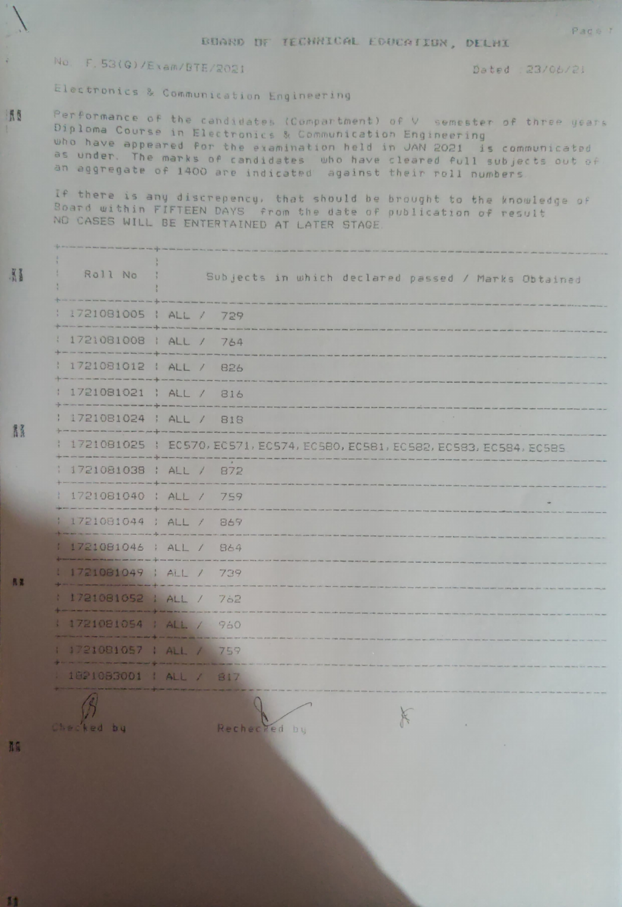# BOARD OF TECHNICAL EDUCATION, DELHI

No. F.53(G)/Exam/BTE/2021 Dated 23/06/21

Electronics & Communication Engineering

Performance of the candidates (Compartment) of V semester of three years Diploma Course in Electronics & Communication Engineering who have appeared for the examination held in JAN 2021 is communicated as under. The marks of candidates who have cleared full subjects out of an aggregate of 1400 are indicated against their roll numbers.

If there is any discrepency, that should be brought to the knowledge of Board within FIFTEEN DAYS from the date of publication of result NO CASES WILL BE ENTERTAINED AT LATER STAGE.

| Roll No | Subjects in which declared passed / Marks Obtained |
|---|---|
| 1721081005 | ALL / 729 |
| 1721081008 | ALL / 764 |
| 1721081012 | ALL / 826 |
| 1721081021 | ALL / 816 |
| 1721081024 | ALL / 818 |
| 1721081025 | EC570, EC571, EC574, EC580, EC581, EC582, EC583, EC584, EC585 |
| 1721081038 | ALL / 872 |
| 1721081040 | ALL / 759 |
| 1721081044 | ALL / 869 |
| 1721081046 | ALL / 864 |
| 1721081049 | ALL / 739 |
| 1721081052 | ALL / 762 |
| 1721081054 | ALL / 960 |
| 1721081057 | ALL / 759 |
| 1821083001 | ALL / 817 |

Checked by Rechecked by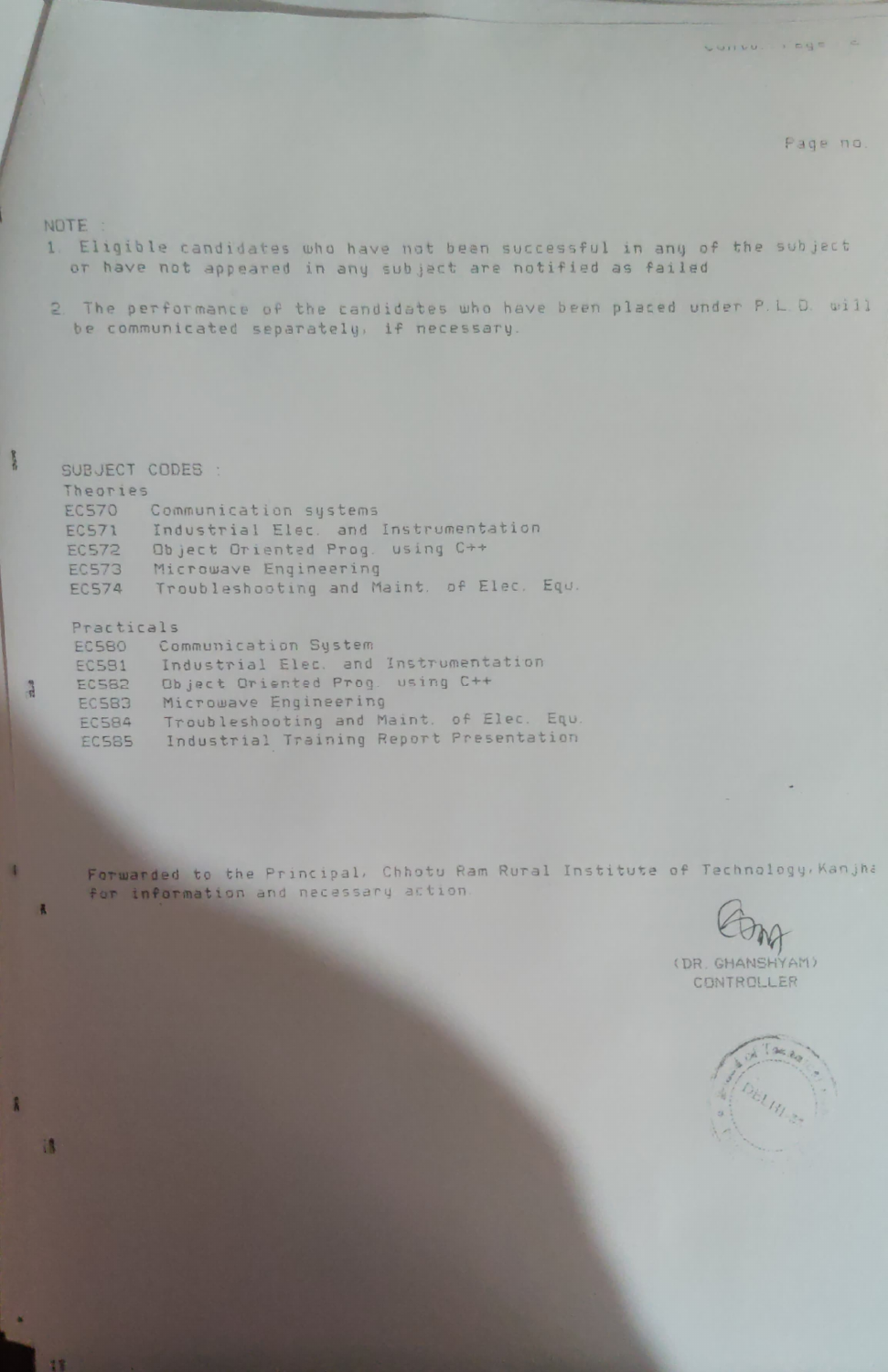NOTE :

1. Eligible candidates who have not been successful in any of the subject or have not appeared in any subject are notified as failed

2. The performance of the candidates who have been placed under P.L.D. will be communicated separately, if necessary.

SUBJECT CODES :

Theories

| | |
|---|---|
| EC570 | Communication systems |
| EC571 | Industrial Elec. and Instrumentation |
| EC572 | Object Oriented Prog. using C++ |
| EC573 | Microwave Engineering |
| EC574 | Troubleshooting and Maint. of Elec. Equ. |

Practicals

| | |
|---|---|
| EC580 | Communication System |
| EC581 | Industrial Elec. and Instrumentation |
| EC582 | Object Oriented Prog. using C++ |
| EC583 | Microwave Engineering |
| EC584 | Troubleshooting and Maint. of Elec. Equ. |
| EC585 | Industrial Training Report Presentation |

Forwarded to the Principal, Chhotu Ram Rural Institute of Technology, Kanjha for information and necessary action.

(DR. GHANSHYAM)
CONTROLLER